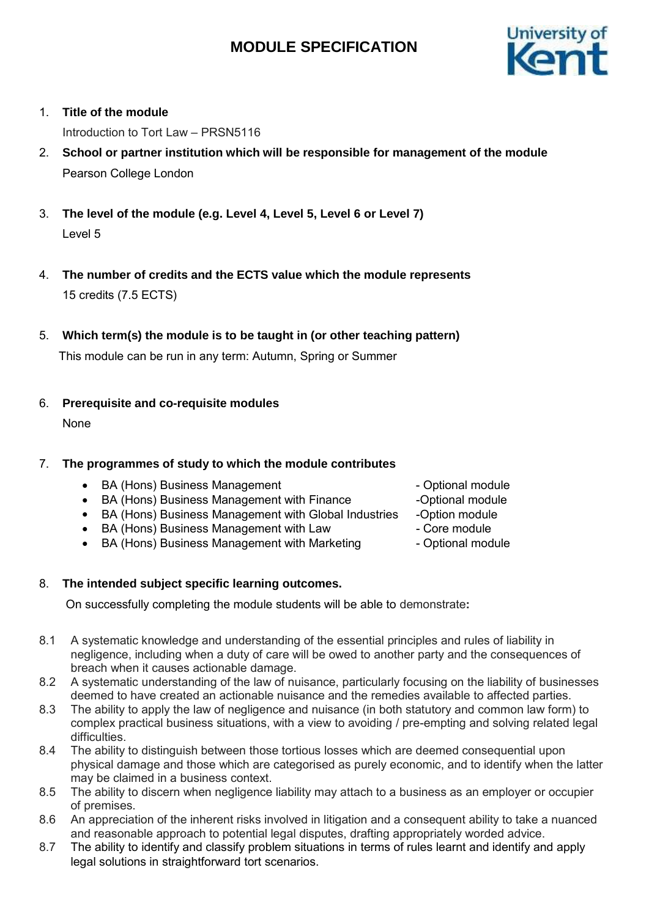# MODULE SPECIFICATION

1. **Title of the module**

   Introduction to Tort Law – PRSN5116

2. **School or partner institution which will be responsible for management of the module**

   Pearson College London

3. **The level of the module (e.g. Level 4, Level 5, Level 6 or Level 7)**

   Level 5

4. **The number of credits and the ECTS value which the module represents**

   15 credits (7.5 ECTS)

5. **Which term(s) the module is to be taught in (or other teaching pattern)**

   This module can be run in any term: Autumn, Spring or Summer

6. **Prerequisite and co-requisite modules**

   None

7. **The programmes of study to which the module contributes**

   - BA (Hons) Business Management - Optional module
   - BA (Hons) Business Management with Finance -Optional module
   - BA (Hons) Business Management with Global Industries -Option module
   - BA (Hons) Business Management with Law - Core module
   - BA (Hons) Business Management with Marketing - Optional module

8. **The intended subject specific learning outcomes.**

   On successfully completing the module students will be able to demonstrate**:**

8.1 A systematic knowledge and understanding of the essential principles and rules of liability in negligence, including when a duty of care will be owed to another party and the consequences of breach when it causes actionable damage.

8.2 A systematic understanding of the law of nuisance, particularly focusing on the liability of businesses deemed to have created an actionable nuisance and the remedies available to affected parties.

8.3 The ability to apply the law of negligence and nuisance (in both statutory and common law form) to complex practical business situations, with a view to avoiding / pre-empting and solving related legal difficulties.

8.4 The ability to distinguish between those tortious losses which are deemed consequential upon physical damage and those which are categorised as purely economic, and to identify when the latter may be claimed in a business context.

8.5 The ability to discern when negligence liability may attach to a business as an employer or occupier of premises.

8.6 An appreciation of the inherent risks involved in litigation and a consequent ability to take a nuanced and reasonable approach to potential legal disputes, drafting appropriately worded advice.

8.7 The ability to identify and classify problem situations in terms of rules learnt and identify and apply legal solutions in straightforward tort scenarios.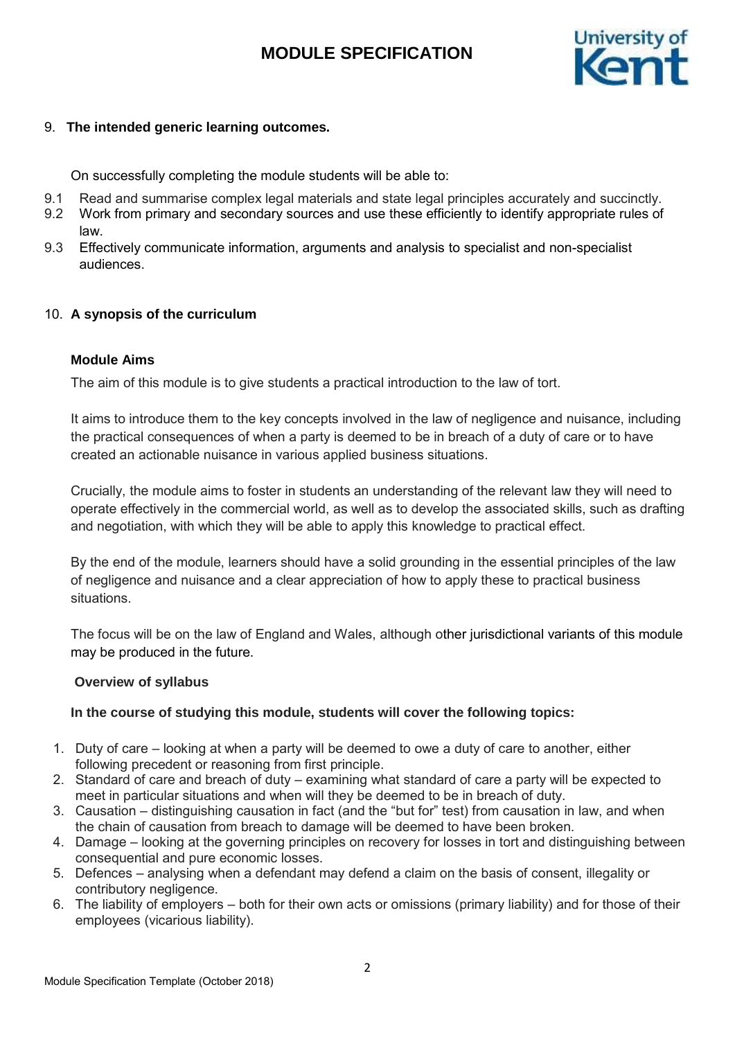## 9. The intended generic learning outcomes.

On successfully completing the module students will be able to:

9.1 Read and summarise complex legal materials and state legal principles accurately and succinctly.
9.2 Work from primary and secondary sources and use these efficiently to identify appropriate rules of law.
9.3 Effectively communicate information, arguments and analysis to specialist and non-specialist audiences.

## 10. A synopsis of the curriculum

### Module Aims

The aim of this module is to give students a practical introduction to the law of tort.

It aims to introduce them to the key concepts involved in the law of negligence and nuisance, including the practical consequences of when a party is deemed to be in breach of a duty of care or to have created an actionable nuisance in various applied business situations.

Crucially, the module aims to foster in students an understanding of the relevant law they will need to operate effectively in the commercial world, as well as to develop the associated skills, such as drafting and negotiation, with which they will be able to apply this knowledge to practical effect.

By the end of the module, learners should have a solid grounding in the essential principles of the law of negligence and nuisance and a clear appreciation of how to apply these to practical business situations.

The focus will be on the law of England and Wales, although other jurisdictional variants of this module may be produced in the future.

### Overview of syllabus

**In the course of studying this module, students will cover the following topics:**

1. Duty of care – looking at when a party will be deemed to owe a duty of care to another, either following precedent or reasoning from first principle.
2. Standard of care and breach of duty – examining what standard of care a party will be expected to meet in particular situations and when will they be deemed to be in breach of duty.
3. Causation – distinguishing causation in fact (and the "but for" test) from causation in law, and when the chain of causation from breach to damage will be deemed to have been broken.
4. Damage – looking at the governing principles on recovery for losses in tort and distinguishing between consequential and pure economic losses.
5. Defences – analysing when a defendant may defend a claim on the basis of consent, illegality or contributory negligence.
6. The liability of employers – both for their own acts or omissions (primary liability) and for those of their employees (vicarious liability).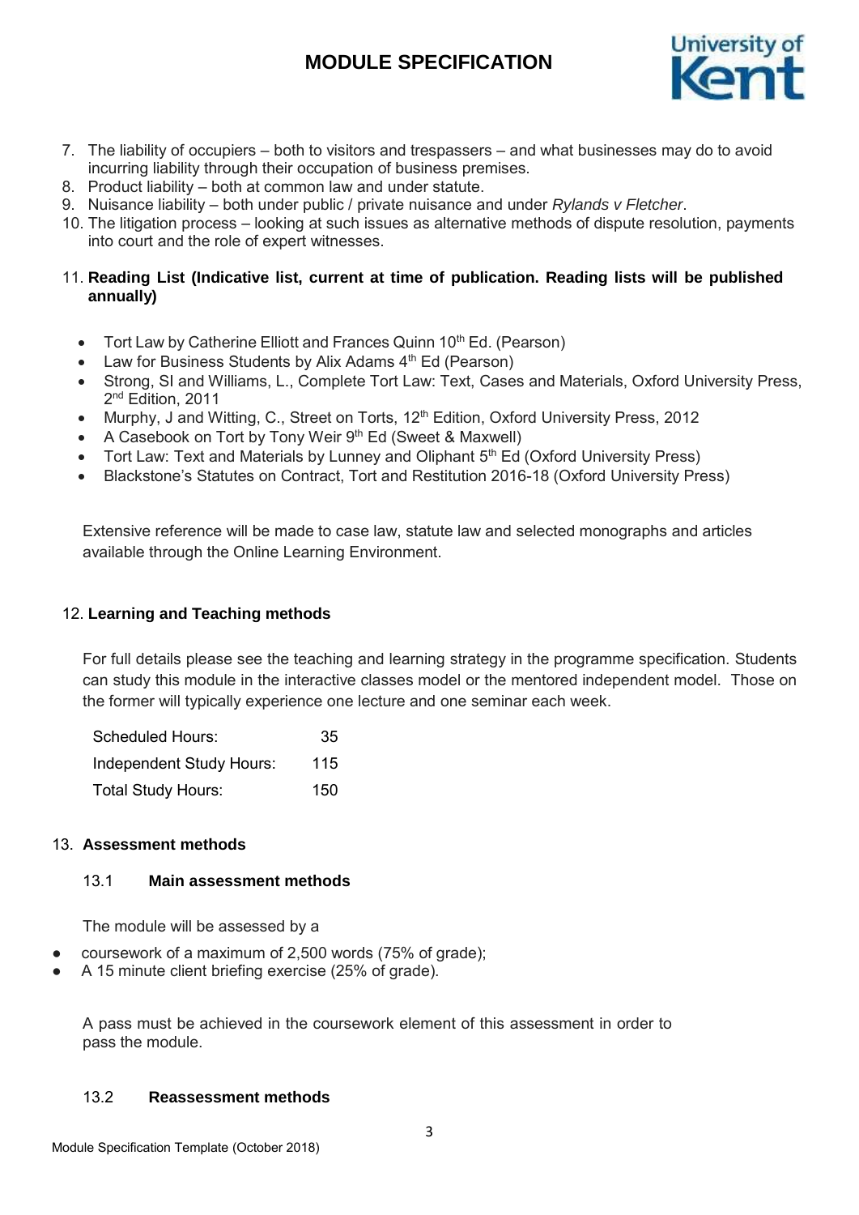7. The liability of occupiers – both to visitors and trespassers – and what businesses may do to avoid incurring liability through their occupation of business premises.
8. Product liability – both at common law and under statute.
9. Nuisance liability – both under public / private nuisance and under *Rylands v Fletcher*.
10. The litigation process – looking at such issues as alternative methods of dispute resolution, payments into court and the role of expert witnesses.

11. **Reading List (Indicative list, current at time of publication. Reading lists will be published annually)**

- Tort Law by Catherine Elliott and Frances Quinn 10th Ed. (Pearson)
- Law for Business Students by Alix Adams 4th Ed (Pearson)
- Strong, SI and Williams, L., Complete Tort Law: Text, Cases and Materials, Oxford University Press, 2nd Edition, 2011
- Murphy, J and Witting, C., Street on Torts, 12th Edition, Oxford University Press, 2012
- A Casebook on Tort by Tony Weir 9th Ed (Sweet & Maxwell)
- Tort Law: Text and Materials by Lunney and Oliphant 5th Ed (Oxford University Press)
- Blackstone's Statutes on Contract, Tort and Restitution 2016-18 (Oxford University Press)

Extensive reference will be made to case law, statute law and selected monographs and articles available through the Online Learning Environment.

12. **Learning and Teaching methods**

For full details please see the teaching and learning strategy in the programme specification. Students can study this module in the interactive classes model or the mentored independent model. Those on the former will typically experience one lecture and one seminar each week.

| | |
|---|---|
| Scheduled Hours: | 35 |
| Independent Study Hours: | 115 |
| Total Study Hours: | 150 |

13. **Assessment methods**

13.1 **Main assessment methods**

The module will be assessed by a

- coursework of a maximum of 2,500 words (75% of grade);
- A 15 minute client briefing exercise (25% of grade).

A pass must be achieved in the coursework element of this assessment in order to pass the module.

13.2 **Reassessment methods**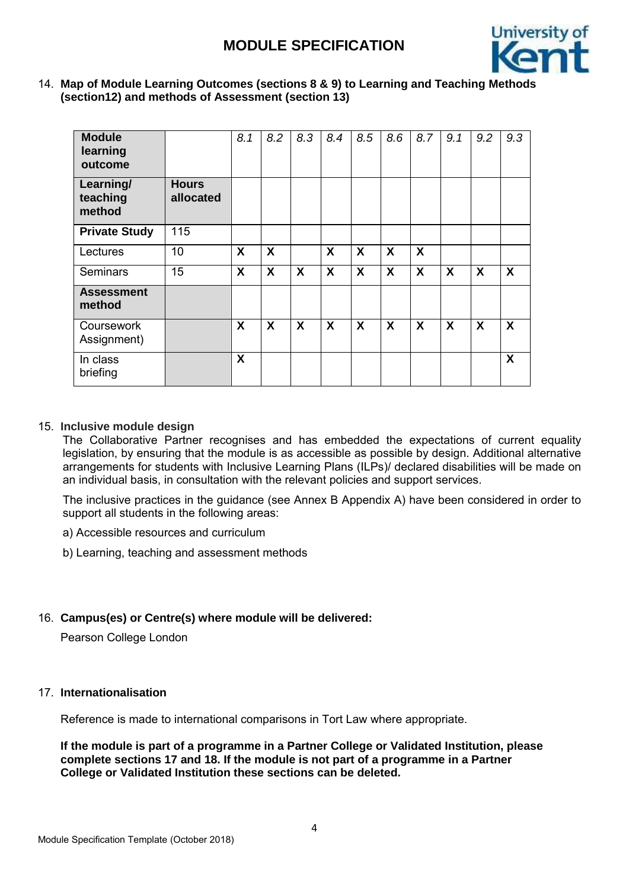14. **Map of Module Learning Outcomes (sections 8 & 9) to Learning and Teaching Methods (section12) and methods of Assessment (section 13)**

| **Module learning outcome** | | *8.1* | *8.2* | *8.3* | *8.4* | *8.5* | *8.6* | *8.7* | *9.1* | *9.2* | *9.3* |
|---|---|---|---|---|---|---|---|---|---|---|---|
| **Learning/ teaching method** | **Hours allocated** | | | | | | | | | | |
| **Private Study** | 115 | | | | | | | | | | |
| Lectures | 10 | **X** | **X** | | **X** | **X** | **X** | **X** | | | |
| Seminars | 15 | **X** | **X** | **X** | **X** | **X** | **X** | **X** | **X** | **X** | **X** |
| **Assessment method** | | | | | | | | | | | |
| Coursework Assignment) | | **X** | **X** | **X** | **X** | **X** | **X** | **X** | **X** | **X** | **X** |
| In class briefing | | **X** | | | | | | | | | **X** |

15. **Inclusive module design**

The Collaborative Partner recognises and has embedded the expectations of current equality legislation, by ensuring that the module is as accessible as possible by design. Additional alternative arrangements for students with Inclusive Learning Plans (ILPs)/ declared disabilities will be made on an individual basis, in consultation with the relevant policies and support services.

The inclusive practices in the guidance (see Annex B Appendix A) have been considered in order to support all students in the following areas:

a) Accessible resources and curriculum

b) Learning, teaching and assessment methods

16. **Campus(es) or Centre(s) where module will be delivered:**

Pearson College London

17. **Internationalisation**

Reference is made to international comparisons in Tort Law where appropriate.

**If the module is part of a programme in a Partner College or Validated Institution, please complete sections 17 and 18. If the module is not part of a programme in a Partner College or Validated Institution these sections can be deleted.**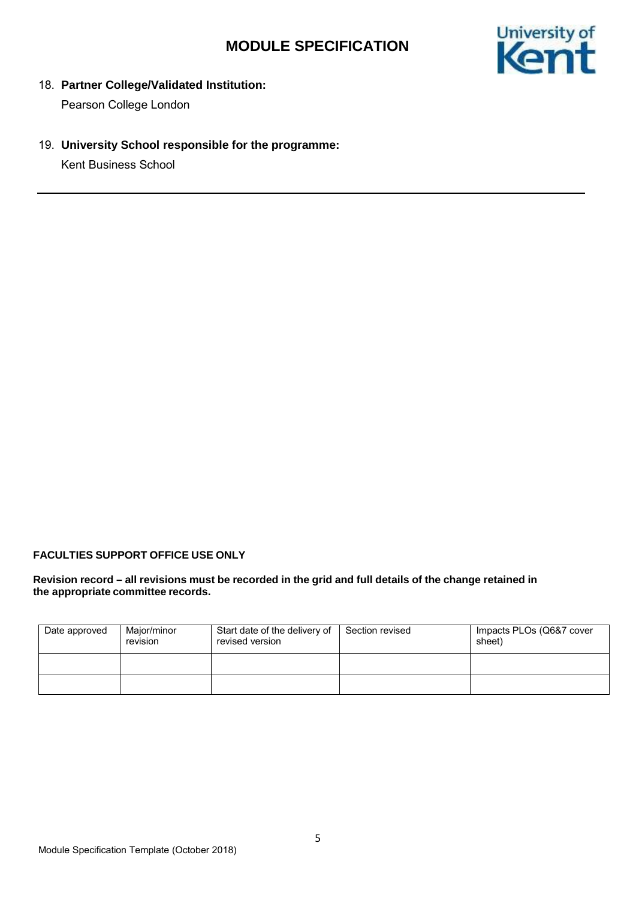18. **Partner College/Validated Institution:**

    Pearson College London

19. **University School responsible for the programme:**

    Kent Business School

---

**FACULTIES SUPPORT OFFICE USE ONLY**

**Revision record – all revisions must be recorded in the grid and full details of the change retained in the appropriate committee records.**

| Date approved | Major/minor revision | Start date of the delivery of revised version | Section revised | Impacts PLOs (Q6&7 cover sheet) |
|---|---|---|---|---|
| | | | | |
| | | | | |

Module Specification Template (October 2018)